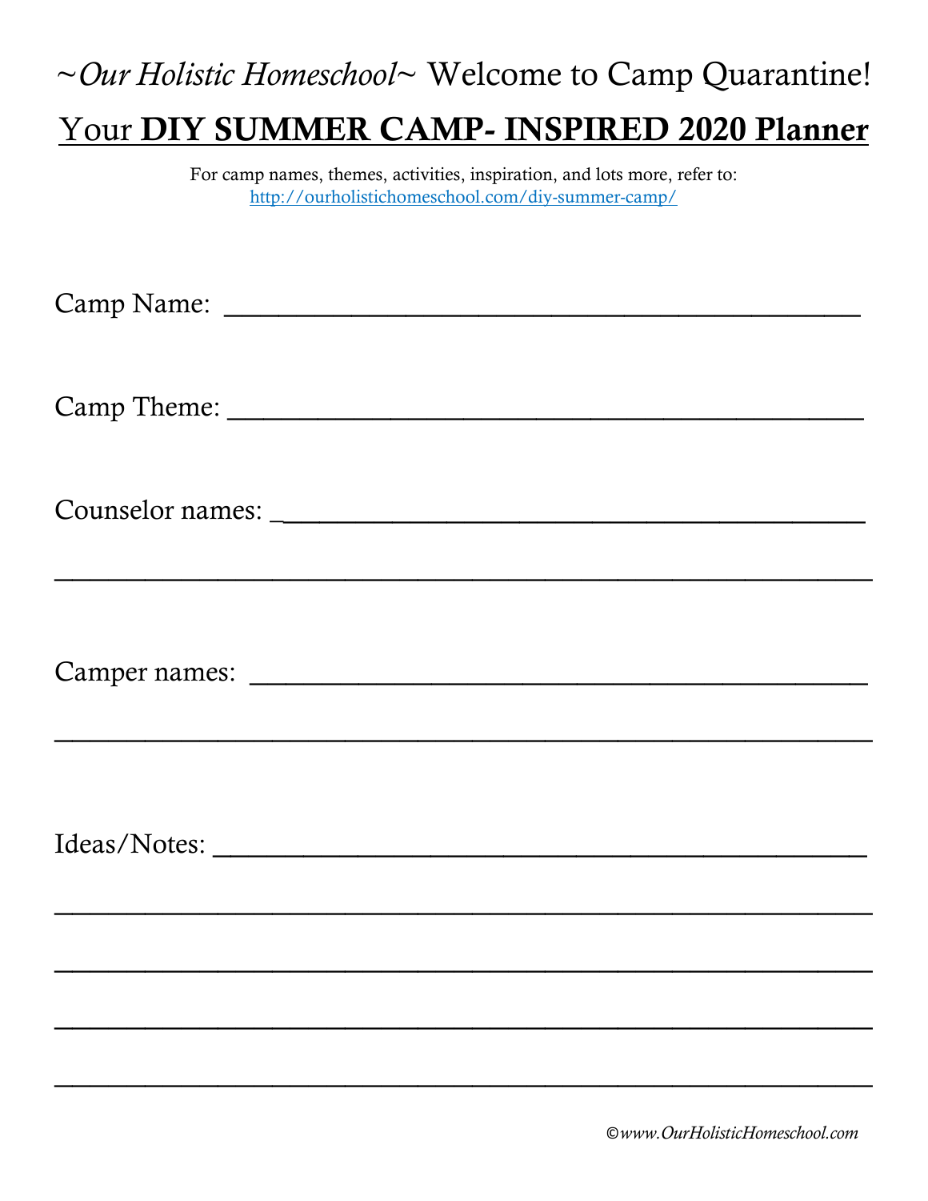# ~*Our Holistic Homeschool*~ Welcome to Camp Quarantine!

## Your **DIY SUMMER CAMP- INSPIRED 2020 Planner**

For camp names, themes, activities, inspiration, and lots more, refer to:
[http://ourholistichomeschool.com/diy-summer-camp/](http://ourholistichomeschool.com/diy-summer-camp/)

Camp Name: ______________________________________________

Camp Theme: _____________________________________________

Counselor names: _________________________________________

_________________________________________________________

Camper names: ____________________________________________

_________________________________________________________

Ideas/Notes: ______________________________________________

_________________________________________________________

_________________________________________________________

_________________________________________________________

_________________________________________________________

*©www.OurHolisticHomeschool.com*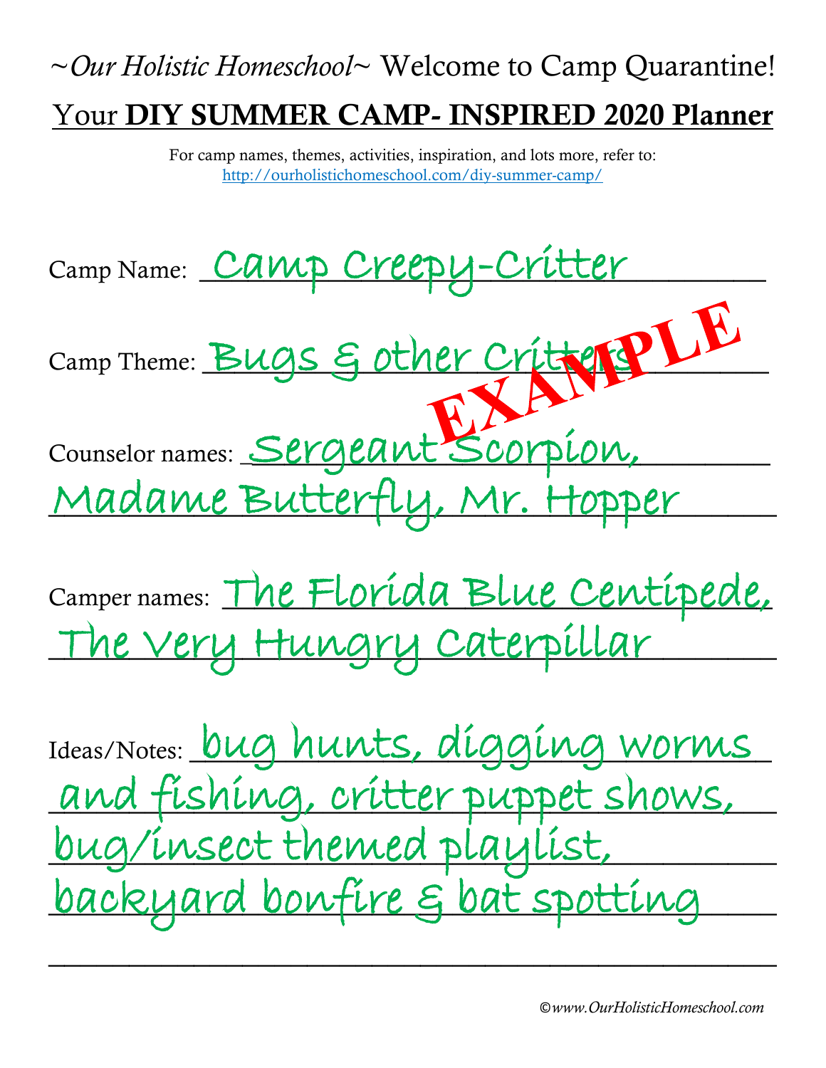~*Our Holistic Homeschool*~ Welcome to Camp Quarantine!

# Your **DIY SUMMER CAMP- INSPIRED 2020 Planner**

For camp names, themes, activities, inspiration, and lots more, refer to:
http://ourholistichomeschool.com/diy-summer-camp/

EXAMPLE

Camp Name: Camp Creepy-Critter

Camp Theme: Bugs & other Critters

Counselor names: Sergeant Scorpion, Madame Butterfly, Mr. Hopper

Camper names: The Florida Blue Centipede, The Very Hungry Caterpillar

Ideas/Notes: bug hunts, digging worms and fishing, critter puppet shows, bug/insect themed playlist, backyard bonfire & bat spotting

©*www.OurHolisticHomeschool.com*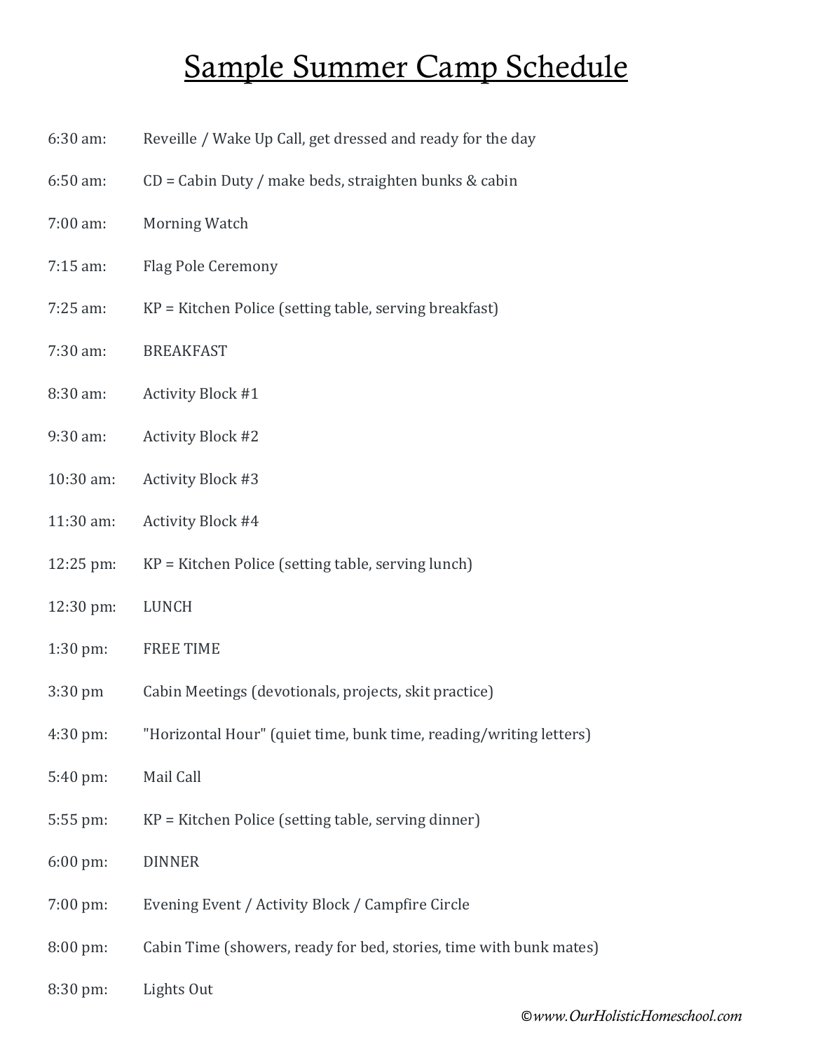# Sample Summer Camp Schedule

6:30 am: Reveille / Wake Up Call, get dressed and ready for the day

6:50 am: CD = Cabin Duty / make beds, straighten bunks & cabin

7:00 am: Morning Watch

7:15 am: Flag Pole Ceremony

7:25 am: KP = Kitchen Police (setting table, serving breakfast)

7:30 am: BREAKFAST

8:30 am: Activity Block #1

9:30 am: Activity Block #2

10:30 am: Activity Block #3

11:30 am: Activity Block #4

12:25 pm: KP = Kitchen Police (setting table, serving lunch)

12:30 pm: LUNCH

1:30 pm: FREE TIME

3:30 pm Cabin Meetings (devotionals, projects, skit practice)

4:30 pm: "Horizontal Hour" (quiet time, bunk time, reading/writing letters)

5:40 pm: Mail Call

5:55 pm: KP = Kitchen Police (setting table, serving dinner)

6:00 pm: DINNER

7:00 pm: Evening Event / Activity Block / Campfire Circle

8:00 pm: Cabin Time (showers, ready for bed, stories, time with bunk mates)

8:30 pm: Lights Out

*©www.OurHolisticHomeschool.com*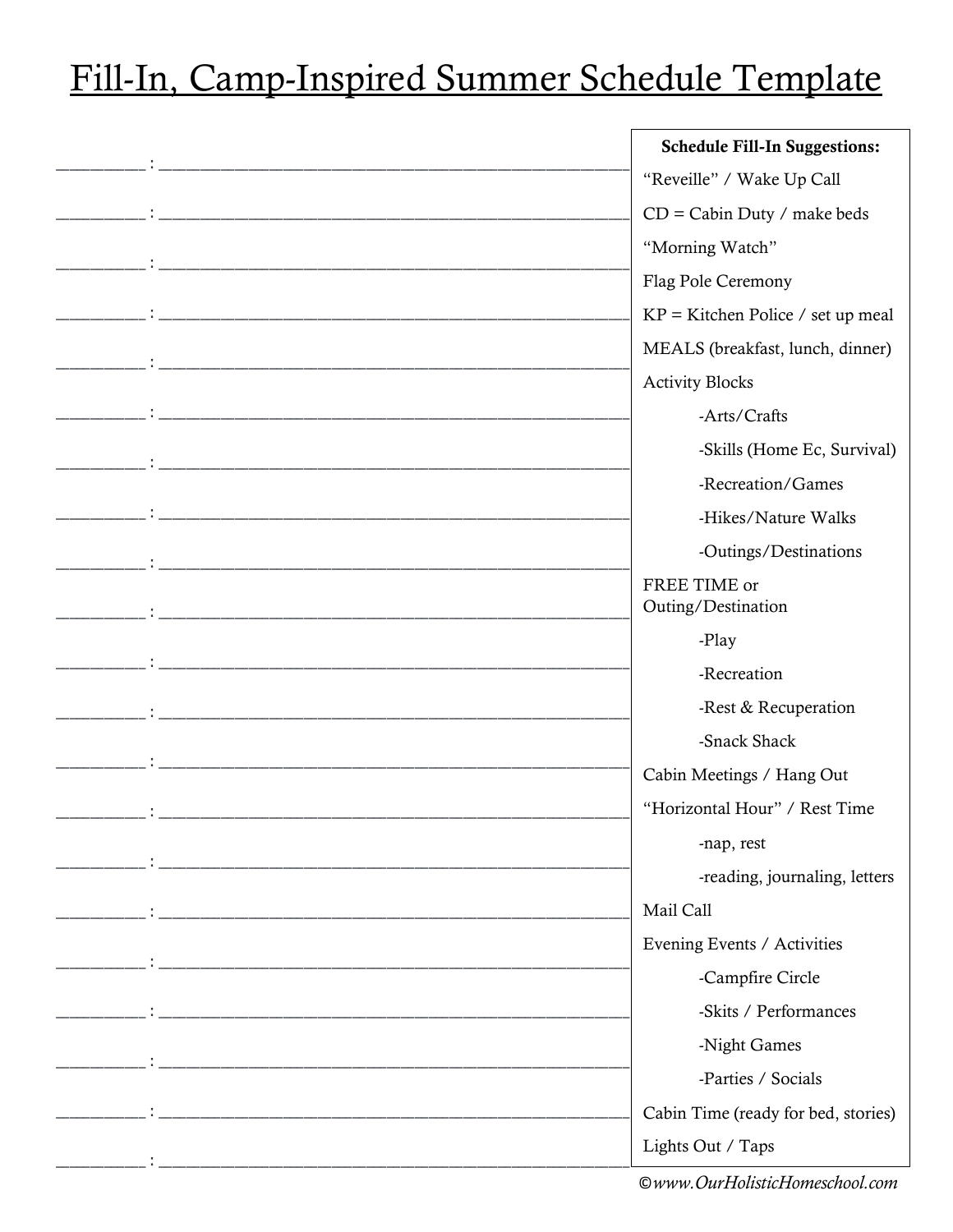# Fill-In, Camp-Inspired Summer Schedule Template

_________ : ____________________________________________

_________ : ____________________________________________

_________ : ____________________________________________

_________ : ____________________________________________

_________ : ____________________________________________

_________ : ____________________________________________

_________ : ____________________________________________

_________ : ____________________________________________

_________ : ____________________________________________

_________ : ____________________________________________

_________ : ____________________________________________

_________ : ____________________________________________

_________ : ____________________________________________

_________ : ____________________________________________

_________ : ____________________________________________

_________ : ____________________________________________

_________ : ____________________________________________

_________ : ____________________________________________

_________ : ____________________________________________

_________ : ____________________________________________

_________ : ____________________________________________

**Schedule Fill-In Suggestions:**

"Reveille" / Wake Up Call

CD = Cabin Duty / make beds

"Morning Watch"

Flag Pole Ceremony

KP = Kitchen Police / set up meal

MEALS (breakfast, lunch, dinner)

Activity Blocks

- -Arts/Crafts
- -Skills (Home Ec, Survival)
- -Recreation/Games
- -Hikes/Nature Walks
- -Outings/Destinations

FREE TIME or Outing/Destination

- -Play
- -Recreation
- -Rest & Recuperation
- -Snack Shack

Cabin Meetings / Hang Out

"Horizontal Hour" / Rest Time

- -nap, rest
- -reading, journaling, letters

Mail Call

Evening Events / Activities

- -Campfire Circle
- -Skits / Performances
- -Night Games
- -Parties / Socials

Cabin Time (ready for bed, stories)

Lights Out / Taps

*©www.OurHolisticHomeschool.com*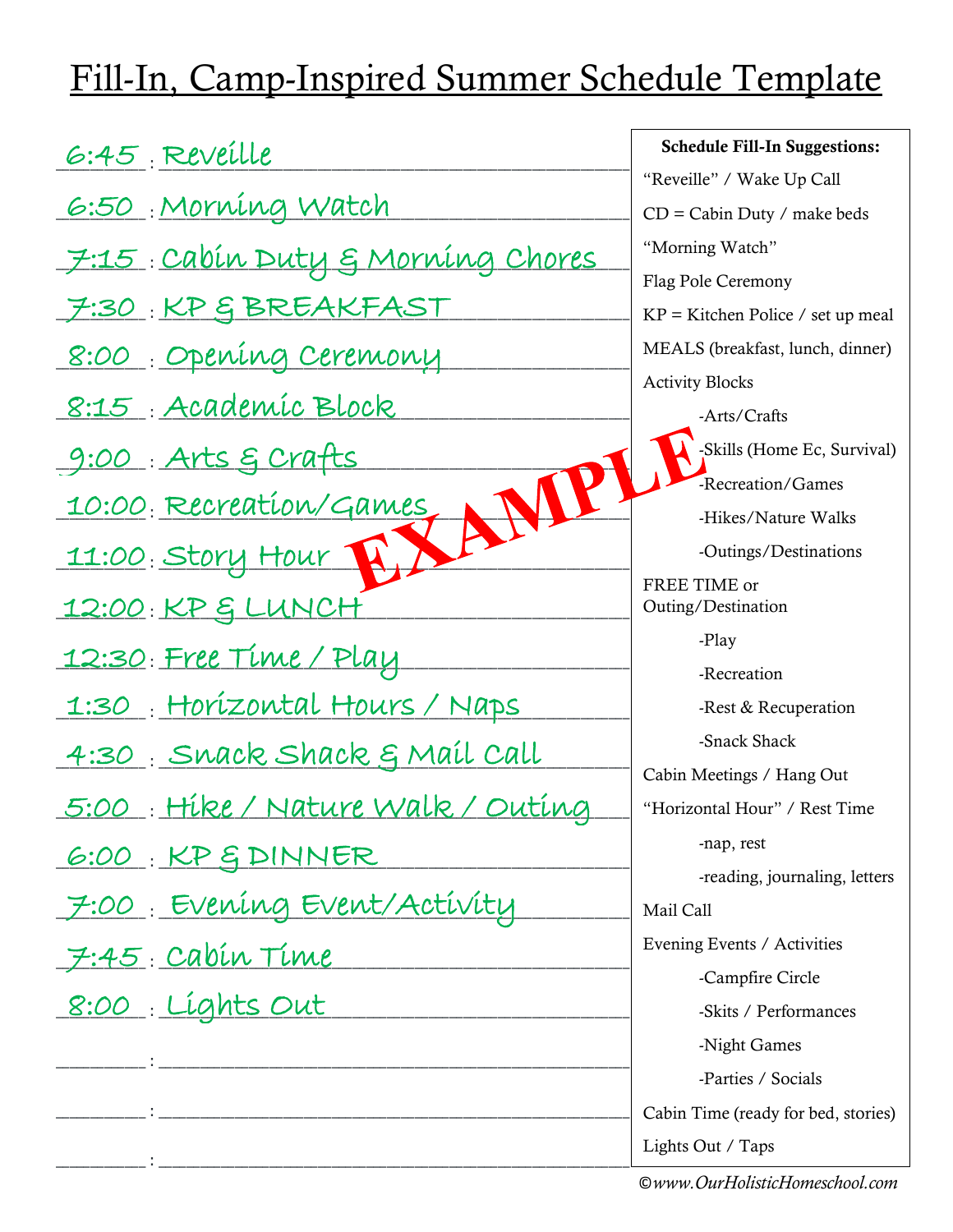# Fill-In, Camp-Inspired Summer Schedule Template

EXAMPLE

6:45 : Reveille

6:50 : Morning Watch

7:15 : Cabin Duty & Morning Chores

7:30 : KP & BREAKFAST

8:00 : Opening Ceremony

8:15 : Academic Block

9:00 : Arts & Crafts

10:00 : Recreation/Games

11:00 : Story Hour

12:00 : KP & LUNCH

12:30 : Free Time / Play

1:30 : Horizontal Hours / Naps

4:30 : Snack Shack & Mail Call

5:00 : Hike / Nature Walk / Outing

6:00 : KP & DINNER

7:00 : Evening Event/Activity

7:45 : Cabin Time

8:00 : Lights Out

_______ : ________________________________

_______ : ________________________________

_______ : ________________________________

**Schedule Fill-In Suggestions:**

"Reveille" / Wake Up Call

CD = Cabin Duty / make beds

"Morning Watch"

Flag Pole Ceremony

KP = Kitchen Police / set up meal

MEALS (breakfast, lunch, dinner)

Activity Blocks

- -Arts/Crafts
- -Skills (Home Ec, Survival)
- -Recreation/Games
- -Hikes/Nature Walks
- -Outings/Destinations

FREE TIME or Outing/Destination

- -Play
- -Recreation
- -Rest & Recuperation
- -Snack Shack

Cabin Meetings / Hang Out

"Horizontal Hour" / Rest Time

- -nap, rest
- -reading, journaling, letters

Mail Call

Evening Events / Activities

- -Campfire Circle
- -Skits / Performances
- -Night Games
- -Parties / Socials

Cabin Time (ready for bed, stories)

Lights Out / Taps

©*www.OurHolisticHomeschool.com*